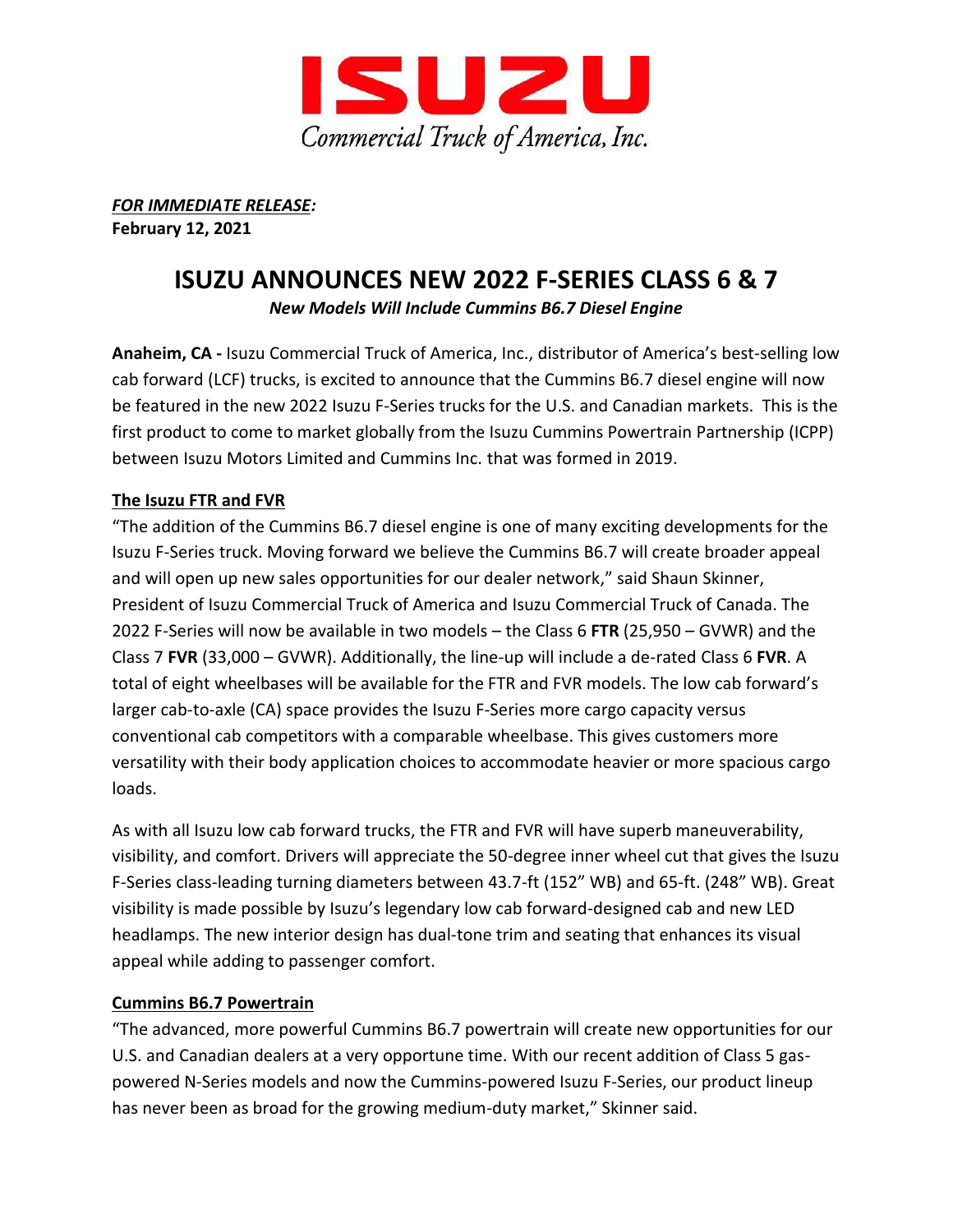ISUZU

*Commercial Truck of America, Inc.*

***FOR IMMEDIATE RELEASE:***
**February 12, 2021**

# ISUZU ANNOUNCES NEW 2022 F-SERIES CLASS 6 & 7

***New Models Will Include Cummins B6.7 Diesel Engine***

**Anaheim, CA -** Isuzu Commercial Truck of America, Inc., distributor of America's best-selling low cab forward (LCF) trucks, is excited to announce that the Cummins B6.7 diesel engine will now be featured in the new 2022 Isuzu F-Series trucks for the U.S. and Canadian markets. This is the first product to come to market globally from the Isuzu Cummins Powertrain Partnership (ICPP) between Isuzu Motors Limited and Cummins Inc. that was formed in 2019.

## The Isuzu FTR and FVR

"The addition of the Cummins B6.7 diesel engine is one of many exciting developments for the Isuzu F-Series truck. Moving forward we believe the Cummins B6.7 will create broader appeal and will open up new sales opportunities for our dealer network," said Shaun Skinner, President of Isuzu Commercial Truck of America and Isuzu Commercial Truck of Canada. The 2022 F-Series will now be available in two models – the Class 6 **FTR** (25,950 – GVWR) and the Class 7 **FVR** (33,000 – GVWR). Additionally, the line-up will include a de-rated Class 6 **FVR**. A total of eight wheelbases will be available for the FTR and FVR models. The low cab forward's larger cab-to-axle (CA) space provides the Isuzu F-Series more cargo capacity versus conventional cab competitors with a comparable wheelbase. This gives customers more versatility with their body application choices to accommodate heavier or more spacious cargo loads.

As with all Isuzu low cab forward trucks, the FTR and FVR will have superb maneuverability, visibility, and comfort. Drivers will appreciate the 50-degree inner wheel cut that gives the Isuzu F-Series class-leading turning diameters between 43.7-ft (152" WB) and 65-ft. (248" WB). Great visibility is made possible by Isuzu's legendary low cab forward-designed cab and new LED headlamps. The new interior design has dual-tone trim and seating that enhances its visual appeal while adding to passenger comfort.

## Cummins B6.7 Powertrain

"The advanced, more powerful Cummins B6.7 powertrain will create new opportunities for our U.S. and Canadian dealers at a very opportune time. With our recent addition of Class 5 gas-powered N-Series models and now the Cummins-powered Isuzu F-Series, our product lineup has never been as broad for the growing medium-duty market," Skinner said.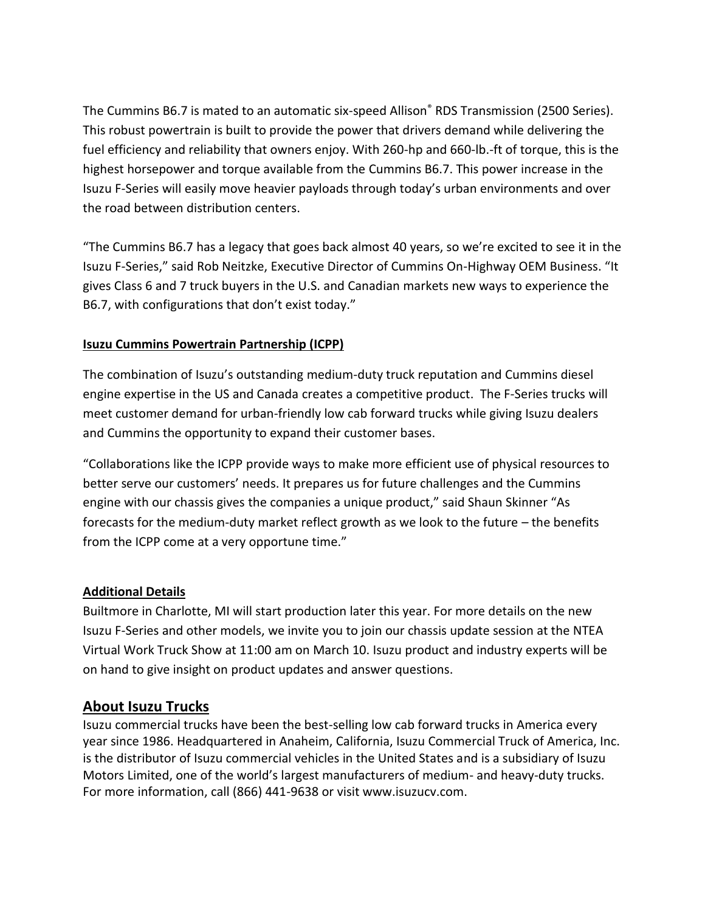The Cummins B6.7 is mated to an automatic six-speed Allison® RDS Transmission (2500 Series). This robust powertrain is built to provide the power that drivers demand while delivering the fuel efficiency and reliability that owners enjoy. With 260-hp and 660-lb.-ft of torque, this is the highest horsepower and torque available from the Cummins B6.7. This power increase in the Isuzu F-Series will easily move heavier payloads through today's urban environments and over the road between distribution centers.

"The Cummins B6.7 has a legacy that goes back almost 40 years, so we're excited to see it in the Isuzu F-Series," said Rob Neitzke, Executive Director of Cummins On-Highway OEM Business. "It gives Class 6 and 7 truck buyers in the U.S. and Canadian markets new ways to experience the B6.7, with configurations that don't exist today."

**Isuzu Cummins Powertrain Partnership (ICPP)**

The combination of Isuzu's outstanding medium-duty truck reputation and Cummins diesel engine expertise in the US and Canada creates a competitive product. The F-Series trucks will meet customer demand for urban-friendly low cab forward trucks while giving Isuzu dealers and Cummins the opportunity to expand their customer bases.

"Collaborations like the ICPP provide ways to make more efficient use of physical resources to better serve our customers' needs. It prepares us for future challenges and the Cummins engine with our chassis gives the companies a unique product," said Shaun Skinner "As forecasts for the medium-duty market reflect growth as we look to the future – the benefits from the ICPP come at a very opportune time."

**Additional Details**

Builtmore in Charlotte, MI will start production later this year. For more details on the new Isuzu F-Series and other models, we invite you to join our chassis update session at the NTEA Virtual Work Truck Show at 11:00 am on March 10. Isuzu product and industry experts will be on hand to give insight on product updates and answer questions.

## About Isuzu Trucks

Isuzu commercial trucks have been the best-selling low cab forward trucks in America every year since 1986. Headquartered in Anaheim, California, Isuzu Commercial Truck of America, Inc. is the distributor of Isuzu commercial vehicles in the United States and is a subsidiary of Isuzu Motors Limited, one of the world's largest manufacturers of medium- and heavy-duty trucks. For more information, call (866) 441-9638 or visit www.isuzucv.com.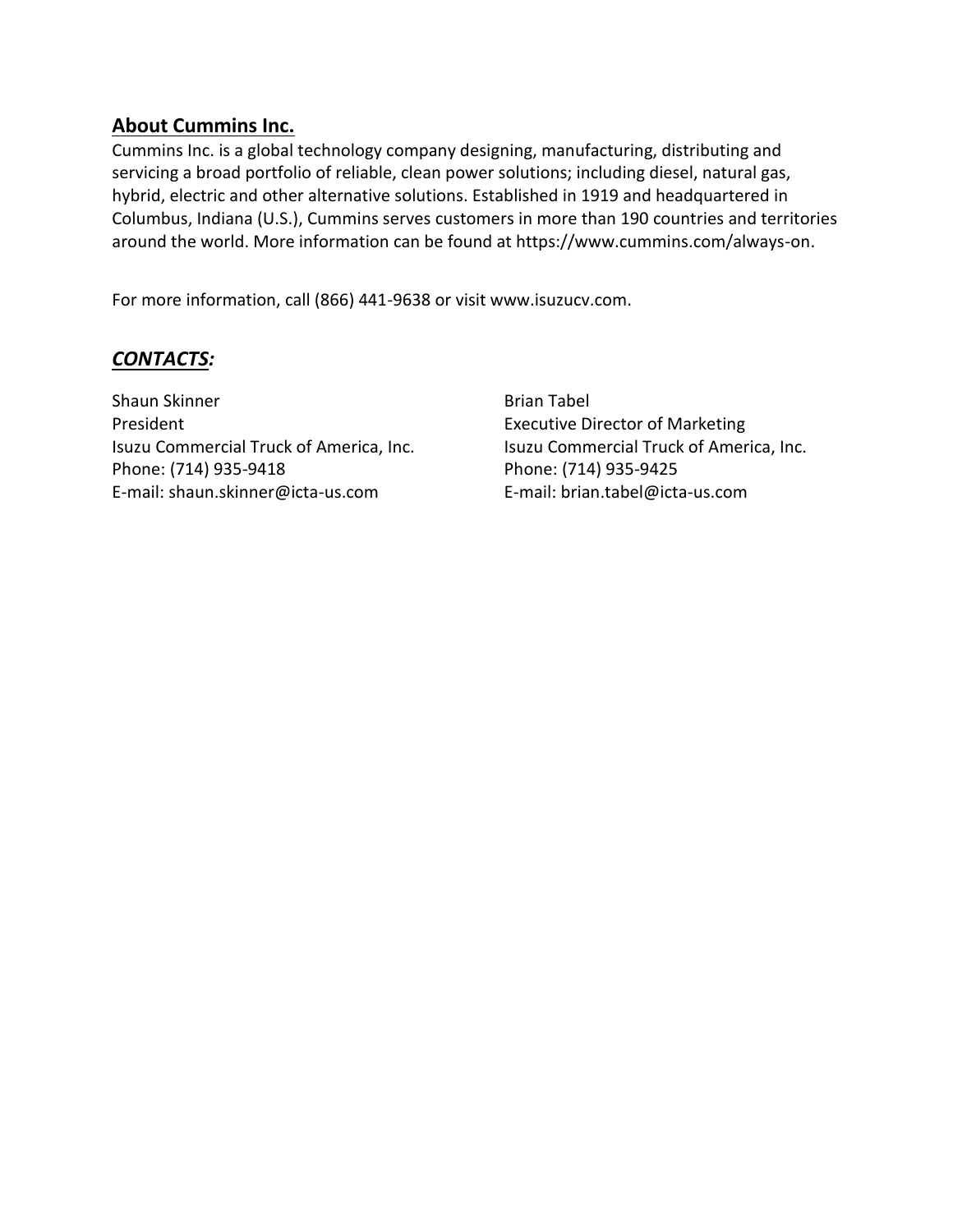## About Cummins Inc.

Cummins Inc. is a global technology company designing, manufacturing, distributing and servicing a broad portfolio of reliable, clean power solutions; including diesel, natural gas, hybrid, electric and other alternative solutions. Established in 1919 and headquartered in Columbus, Indiana (U.S.), Cummins serves customers in more than 190 countries and territories around the world. More information can be found at https://www.cummins.com/always-on.

For more information, call (866) 441-9638 or visit www.isuzucv.com.

## *CONTACTS:*

Shaun Skinner
President
Isuzu Commercial Truck of America, Inc.
Phone: (714) 935-9418
E-mail: shaun.skinner@icta-us.com

Brian Tabel
Executive Director of Marketing
Isuzu Commercial Truck of America, Inc.
Phone: (714) 935-9425
E-mail: brian.tabel@icta-us.com